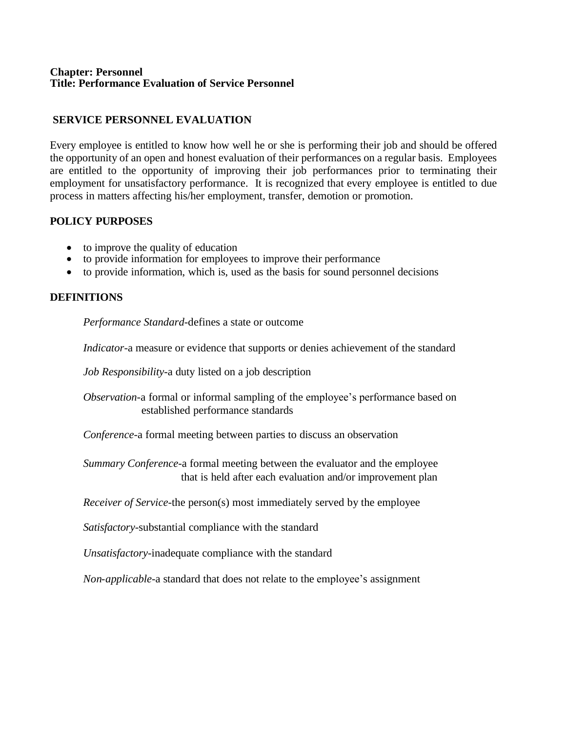**Chapter: Personnel**
**Title: Performance Evaluation of Service Personnel**

## SERVICE PERSONNEL EVALUATION

Every employee is entitled to know how well he or she is performing their job and should be offered the opportunity of an open and honest evaluation of their performances on a regular basis. Employees are entitled to the opportunity of improving their job performances prior to terminating their employment for unsatisfactory performance. It is recognized that every employee is entitled to due process in matters affecting his/her employment, transfer, demotion or promotion.

## POLICY PURPOSES

- to improve the quality of education
- to provide information for employees to improve their performance
- to provide information, which is, used as the basis for sound personnel decisions

## DEFINITIONS

*Performance Standard*-defines a state or outcome

*Indicator*-a measure or evidence that supports or denies achievement of the standard

*Job Responsibility*-a duty listed on a job description

*Observation*-a formal or informal sampling of the employee's performance based on established performance standards

*Conference*-a formal meeting between parties to discuss an observation

*Summary Conference*-a formal meeting between the evaluator and the employee that is held after each evaluation and/or improvement plan

*Receiver of Service*-the person(s) most immediately served by the employee

*Satisfactory*-substantial compliance with the standard

*Unsatisfactory*-inadequate compliance with the standard

*Non-applicable*-a standard that does not relate to the employee's assignment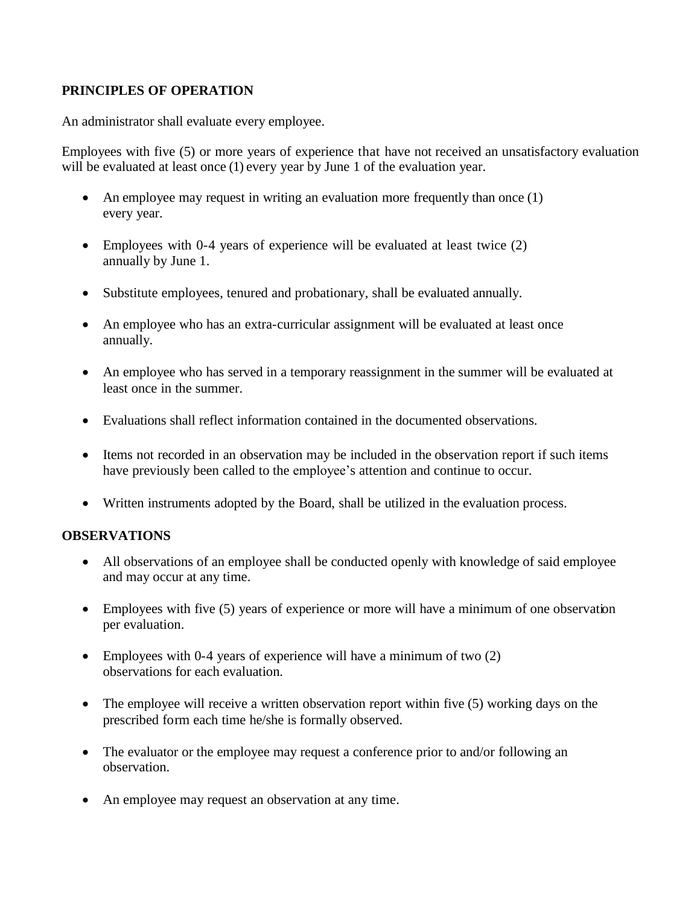**PRINCIPLES OF OPERATION**

An administrator shall evaluate every employee.

Employees with five (5) or more years of experience that have not received an unsatisfactory evaluation will be evaluated at least once (1) every year by June 1 of the evaluation year.

- An employee may request in writing an evaluation more frequently than once (1) every year.
- Employees with 0-4 years of experience will be evaluated at least twice (2) annually by June 1.
- Substitute employees, tenured and probationary, shall be evaluated annually.
- An employee who has an extra-curricular assignment will be evaluated at least once annually.
- An employee who has served in a temporary reassignment in the summer will be evaluated at least once in the summer.
- Evaluations shall reflect information contained in the documented observations.
- Items not recorded in an observation may be included in the observation report if such items have previously been called to the employee's attention and continue to occur.
- Written instruments adopted by the Board, shall be utilized in the evaluation process.

**OBSERVATIONS**

- All observations of an employee shall be conducted openly with knowledge of said employee and may occur at any time.
- Employees with five (5) years of experience or more will have a minimum of one observation per evaluation.
- Employees with 0-4 years of experience will have a minimum of two (2) observations for each evaluation.
- The employee will receive a written observation report within five (5) working days on the prescribed form each time he/she is formally observed.
- The evaluator or the employee may request a conference prior to and/or following an observation.
- An employee may request an observation at any time.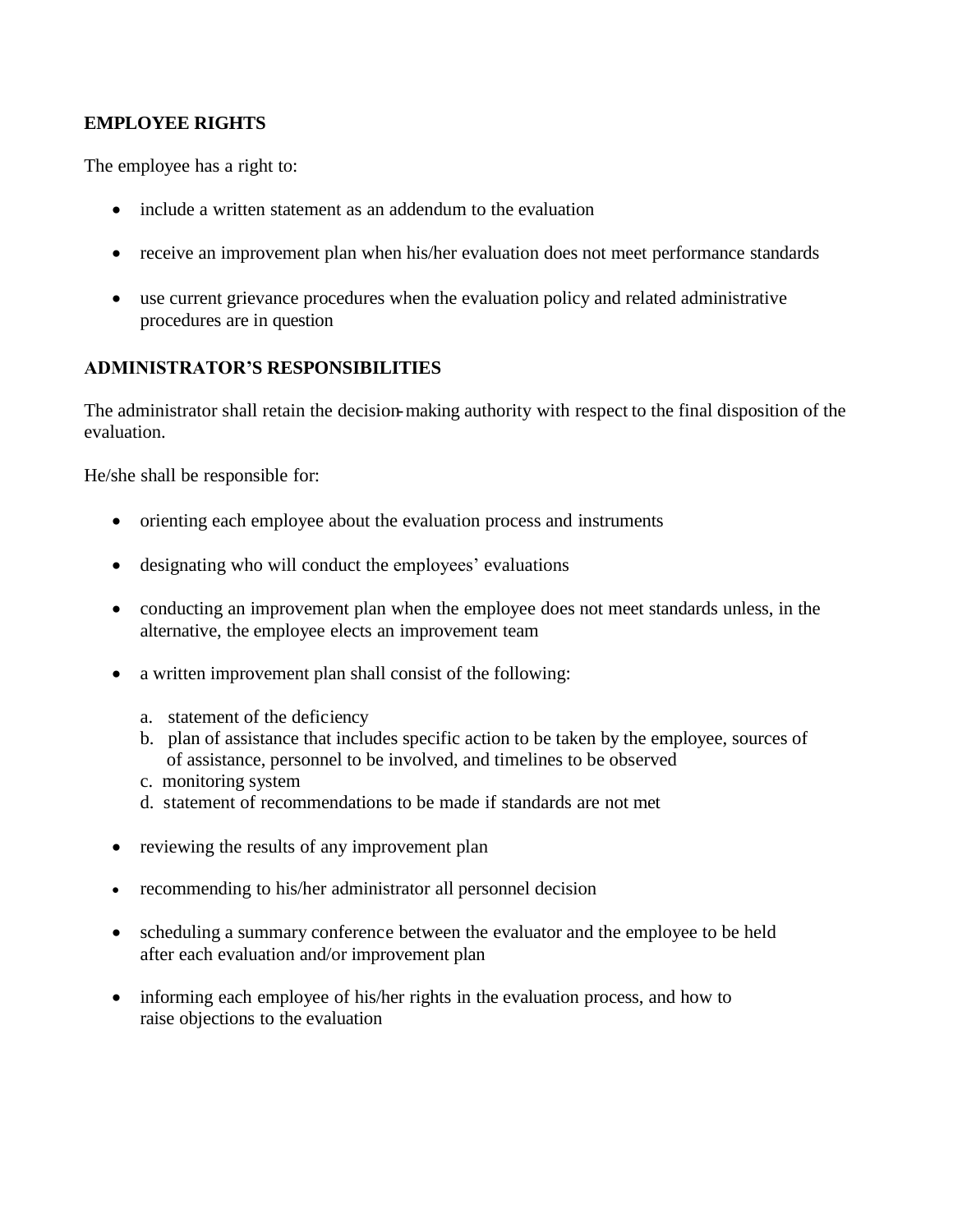**EMPLOYEE RIGHTS**

The employee has a right to:

- include a written statement as an addendum to the evaluation
- receive an improvement plan when his/her evaluation does not meet performance standards
- use current grievance procedures when the evaluation policy and related administrative procedures are in question

**ADMINISTRATOR'S RESPONSIBILITIES**

The administrator shall retain the decision-making authority with respect to the final disposition of the evaluation.

He/she shall be responsible for:

- orienting each employee about the evaluation process and instruments
- designating who will conduct the employees' evaluations
- conducting an improvement plan when the employee does not meet standards unless, in the alternative, the employee elects an improvement team
- a written improvement plan shall consist of the following:

  a. statement of the deficiency
  b. plan of assistance that includes specific action to be taken by the employee, sources of of assistance, personnel to be involved, and timelines to be observed
  c. monitoring system
  d. statement of recommendations to be made if standards are not met

- reviewing the results of any improvement plan
- recommending to his/her administrator all personnel decision
- scheduling a summary conference between the evaluator and the employee to be held after each evaluation and/or improvement plan
- informing each employee of his/her rights in the evaluation process, and how to raise objections to the evaluation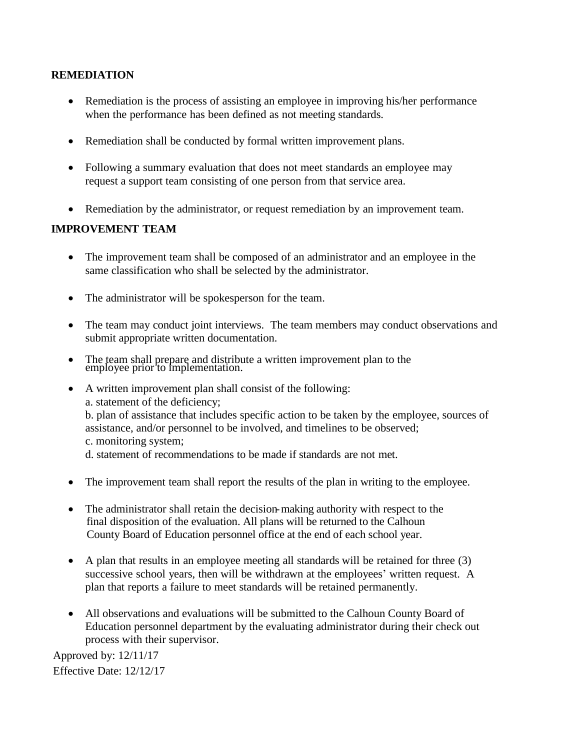**REMEDIATION**

- Remediation is the process of assisting an employee in improving his/her performance when the performance has been defined as not meeting standards.
- Remediation shall be conducted by formal written improvement plans.
- Following a summary evaluation that does not meet standards an employee may request a support team consisting of one person from that service area.
- Remediation by the administrator, or request remediation by an improvement team.

**IMPROVEMENT TEAM**

- The improvement team shall be composed of an administrator and an employee in the same classification who shall be selected by the administrator.
- The administrator will be spokesperson for the team.
- The team may conduct joint interviews. The team members may conduct observations and submit appropriate written documentation.
- The team shall prepare and distribute a written improvement plan to the employee prior to implementation.
- A written improvement plan shall consist of the following:
  a. statement of the deficiency;
  b. plan of assistance that includes specific action to be taken by the employee, sources of assistance, and/or personnel to be involved, and timelines to be observed;
  c. monitoring system;
  d. statement of recommendations to be made if standards are not met.
- The improvement team shall report the results of the plan in writing to the employee.
- The administrator shall retain the decision-making authority with respect to the final disposition of the evaluation. All plans will be returned to the Calhoun County Board of Education personnel office at the end of each school year.
- A plan that results in an employee meeting all standards will be retained for three (3) successive school years, then will be withdrawn at the employees' written request. A plan that reports a failure to meet standards will be retained permanently.
- All observations and evaluations will be submitted to the Calhoun County Board of Education personnel department by the evaluating administrator during their check out process with their supervisor.

Approved by: 12/11/17
Effective Date: 12/12/17